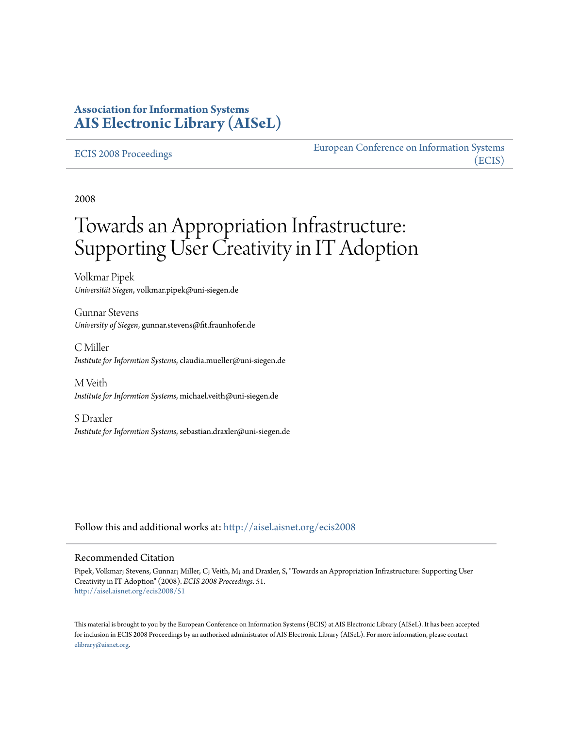**Association for Information Systems**
**AIS Electronic Library (AISeL)**

ECIS 2008 Proceedings

European Conference on Information Systems (ECIS)

2008

# Towards an Appropriation Infrastructure: Supporting User Creativity in IT Adoption

Volkmar Pipek
*Universität Siegen*, volkmar.pipek@uni-siegen.de

Gunnar Stevens
*University of Siegen*, gunnar.stevens@fit.fraunhofer.de

C Miller
*Institute for Informtion Systems*, claudia.mueller@uni-siegen.de

M Veith
*Institute for Informtion Systems*, michael.veith@uni-siegen.de

S Draxler
*Institute for Informtion Systems*, sebastian.draxler@uni-siegen.de

Follow this and additional works at: http://aisel.aisnet.org/ecis2008

## Recommended Citation

Pipek, Volkmar; Stevens, Gunnar; Miller, C; Veith, M; and Draxler, S, "Towards an Appropriation Infrastructure: Supporting User Creativity in IT Adoption" (2008). *ECIS 2008 Proceedings*. 51.
http://aisel.aisnet.org/ecis2008/51

This material is brought to you by the European Conference on Information Systems (ECIS) at AIS Electronic Library (AISeL). It has been accepted for inclusion in ECIS 2008 Proceedings by an authorized administrator of AIS Electronic Library (AISeL). For more information, please contact elibrary@aisnet.org.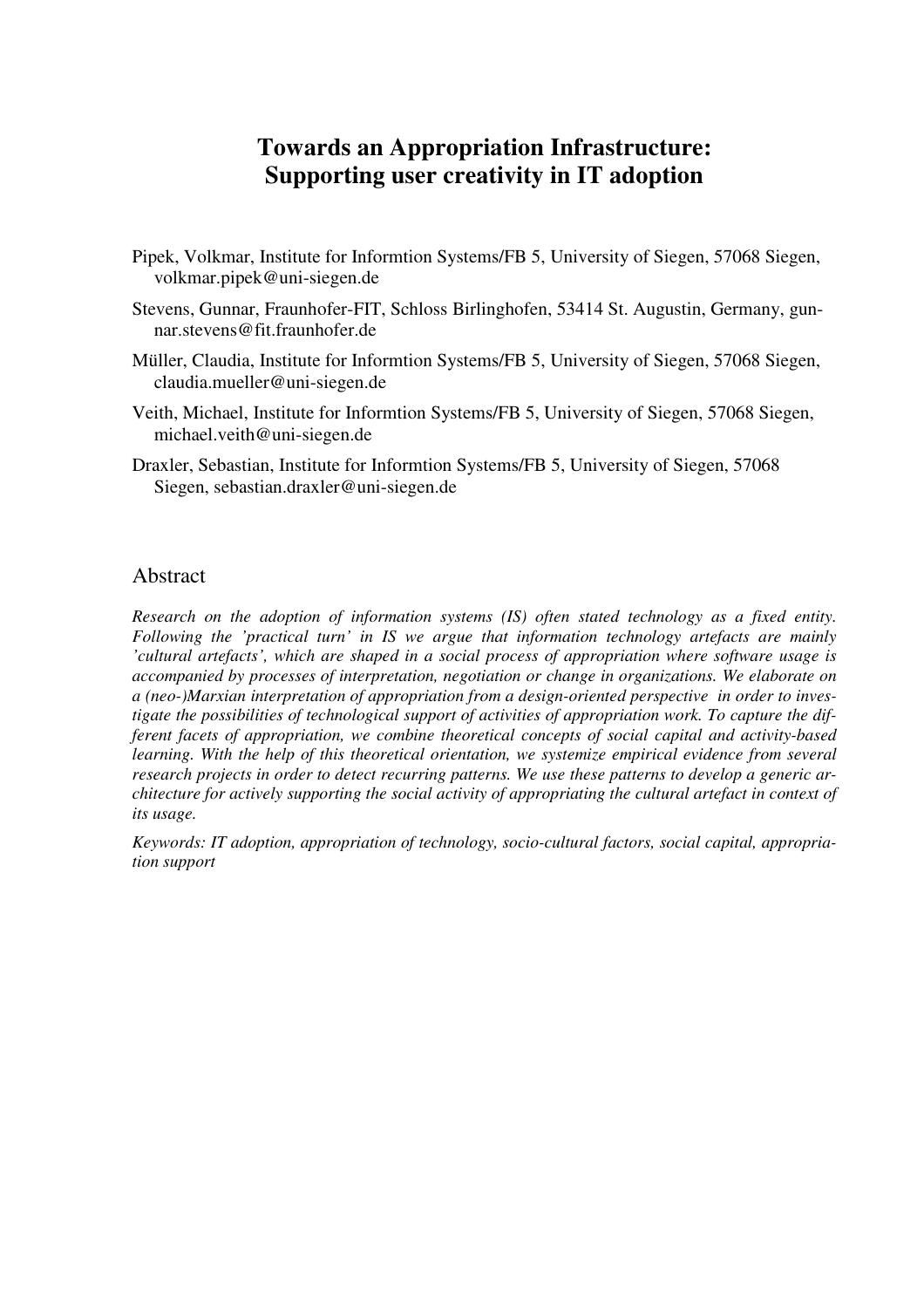# Towards an Appropriation Infrastructure: Supporting user creativity in IT adoption

Pipek, Volkmar, Institute for Informtion Systems/FB 5, University of Siegen, 57068 Siegen, volkmar.pipek@uni-siegen.de

Stevens, Gunnar, Fraunhofer-FIT, Schloss Birlinghofen, 53414 St. Augustin, Germany, gunnar.stevens@fit.fraunhofer.de

Müller, Claudia, Institute for Informtion Systems/FB 5, University of Siegen, 57068 Siegen, claudia.mueller@uni-siegen.de

Veith, Michael, Institute for Informtion Systems/FB 5, University of Siegen, 57068 Siegen, michael.veith@uni-siegen.de

Draxler, Sebastian, Institute for Informtion Systems/FB 5, University of Siegen, 57068 Siegen, sebastian.draxler@uni-siegen.de

## Abstract

*Research on the adoption of information systems (IS) often stated technology as a fixed entity. Following the 'practical turn' in IS we argue that information technology artefacts are mainly 'cultural artefacts', which are shaped in a social process of appropriation where software usage is accompanied by processes of interpretation, negotiation or change in organizations. We elaborate on a (neo-)Marxian interpretation of appropriation from a design-oriented perspective in order to investigate the possibilities of technological support of activities of appropriation work. To capture the different facets of appropriation, we combine theoretical concepts of social capital and activity-based learning. With the help of this theoretical orientation, we systemize empirical evidence from several research projects in order to detect recurring patterns. We use these patterns to develop a generic architecture for actively supporting the social activity of appropriating the cultural artefact in context of its usage.*

*Keywords: IT adoption, appropriation of technology, socio-cultural factors, social capital, appropriation support*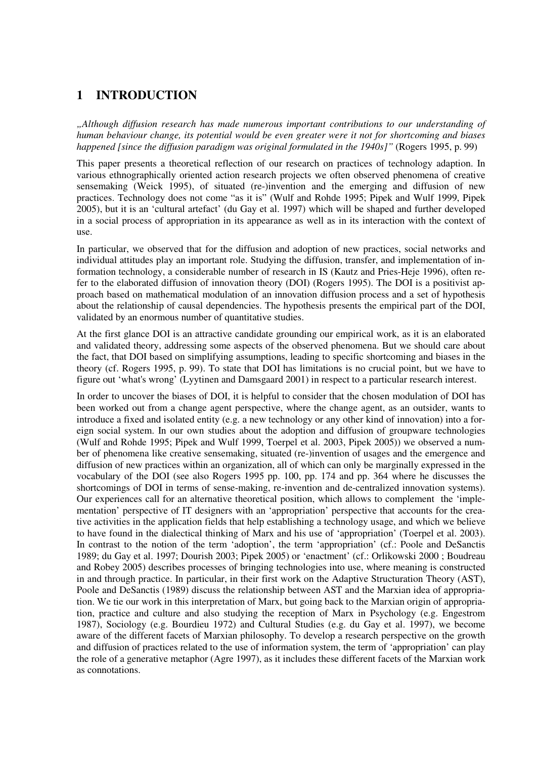# 1 INTRODUCTION

*„Although diffusion research has made numerous important contributions to our understanding of human behaviour change, its potential would be even greater were it not for shortcoming and biases happened [since the diffusion paradigm was original formulated in the 1940s]"* (Rogers 1995, p. 99)

This paper presents a theoretical reflection of our research on practices of technology adaption. In various ethnographically oriented action research projects we often observed phenomena of creative sensemaking (Weick 1995), of situated (re-)invention and the emerging and diffusion of new practices. Technology does not come "as it is" (Wulf and Rohde 1995; Pipek and Wulf 1999, Pipek 2005), but it is an 'cultural artefact' (du Gay et al. 1997) which will be shaped and further developed in a social process of appropriation in its appearance as well as in its interaction with the context of use.

In particular, we observed that for the diffusion and adoption of new practices, social networks and individual attitudes play an important role. Studying the diffusion, transfer, and implementation of information technology, a considerable number of research in IS (Kautz and Pries-Heje 1996), often refer to the elaborated diffusion of innovation theory (DOI) (Rogers 1995). The DOI is a positivist approach based on mathematical modulation of an innovation diffusion process and a set of hypothesis about the relationship of causal dependencies. The hypothesis presents the empirical part of the DOI, validated by an enormous number of quantitative studies.

At the first glance DOI is an attractive candidate grounding our empirical work, as it is an elaborated and validated theory, addressing some aspects of the observed phenomena. But we should care about the fact, that DOI based on simplifying assumptions, leading to specific shortcoming and biases in the theory (cf. Rogers 1995, p. 99). To state that DOI has limitations is no crucial point, but we have to figure out 'what's wrong' (Lyytinen and Damsgaard 2001) in respect to a particular research interest.

In order to uncover the biases of DOI, it is helpful to consider that the chosen modulation of DOI has been worked out from a change agent perspective, where the change agent, as an outsider, wants to introduce a fixed and isolated entity (e.g. a new technology or any other kind of innovation) into a foreign social system. In our own studies about the adoption and diffusion of groupware technologies (Wulf and Rohde 1995; Pipek and Wulf 1999, Toerpel et al. 2003, Pipek 2005)) we observed a number of phenomena like creative sensemaking, situated (re-)invention of usages and the emergence and diffusion of new practices within an organization, all of which can only be marginally expressed in the vocabulary of the DOI (see also Rogers 1995 pp. 100, pp. 174 and pp. 364 where he discusses the shortcomings of DOI in terms of sense-making, re-invention and de-centralized innovation systems). Our experiences call for an alternative theoretical position, which allows to complement the 'implementation' perspective of IT designers with an 'appropriation' perspective that accounts for the creative activities in the application fields that help establishing a technology usage, and which we believe to have found in the dialectical thinking of Marx and his use of 'appropriation' (Toerpel et al. 2003). In contrast to the notion of the term 'adoption', the term 'appropriation' (cf.: Poole and DeSanctis 1989; du Gay et al. 1997; Dourish 2003; Pipek 2005) or 'enactment' (cf.: Orlikowski 2000 ; Boudreau and Robey 2005) describes processes of bringing technologies into use, where meaning is constructed in and through practice. In particular, in their first work on the Adaptive Structuration Theory (AST), Poole and DeSanctis (1989) discuss the relationship between AST and the Marxian idea of appropriation. We tie our work in this interpretation of Marx, but going back to the Marxian origin of appropriation, practice and culture and also studying the reception of Marx in Psychology (e.g. Engestrom 1987), Sociology (e.g. Bourdieu 1972) and Cultural Studies (e.g. du Gay et al. 1997), we become aware of the different facets of Marxian philosophy. To develop a research perspective on the growth and diffusion of practices related to the use of information system, the term of 'appropriation' can play the role of a generative metaphor (Agre 1997), as it includes these different facets of the Marxian work as connotations.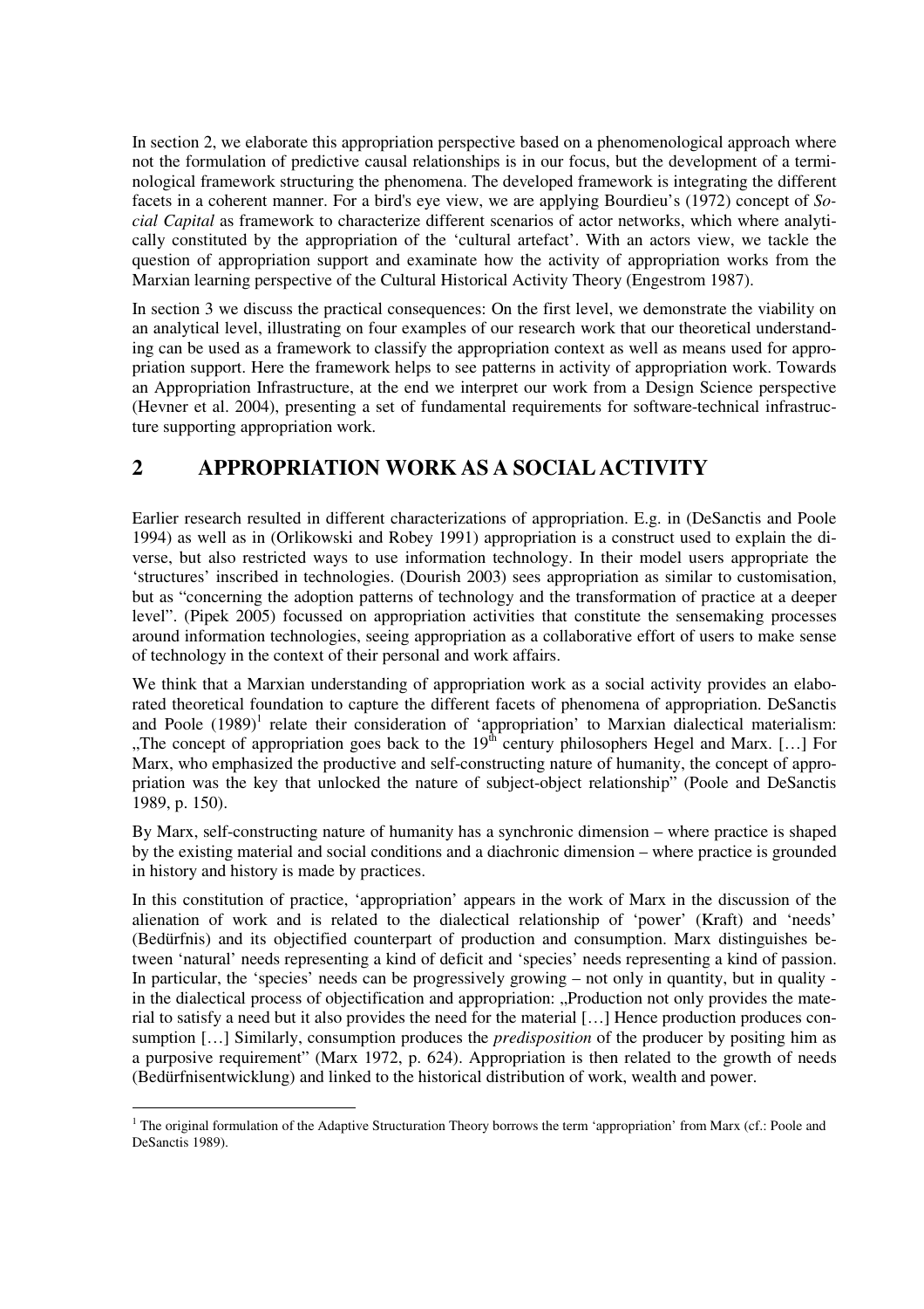In section 2, we elaborate this appropriation perspective based on a phenomenological approach where not the formulation of predictive causal relationships is in our focus, but the development of a terminological framework structuring the phenomena. The developed framework is integrating the different facets in a coherent manner. For a bird's eye view, we are applying Bourdieu's (1972) concept of *Social Capital* as framework to characterize different scenarios of actor networks, which where analytically constituted by the appropriation of the 'cultural artefact'. With an actors view, we tackle the question of appropriation support and examinate how the activity of appropriation works from the Marxian learning perspective of the Cultural Historical Activity Theory (Engestrom 1987).

In section 3 we discuss the practical consequences: On the first level, we demonstrate the viability on an analytical level, illustrating on four examples of our research work that our theoretical understanding can be used as a framework to classify the appropriation context as well as means used for appropriation support. Here the framework helps to see patterns in activity of appropriation work. Towards an Appropriation Infrastructure, at the end we interpret our work from a Design Science perspective (Hevner et al. 2004), presenting a set of fundamental requirements for software-technical infrastructure supporting appropriation work.

## 2 APPROPRIATION WORK AS A SOCIAL ACTIVITY

Earlier research resulted in different characterizations of appropriation. E.g. in (DeSanctis and Poole 1994) as well as in (Orlikowski and Robey 1991) appropriation is a construct used to explain the diverse, but also restricted ways to use information technology. In their model users appropriate the 'structures' inscribed in technologies. (Dourish 2003) sees appropriation as similar to customisation, but as "concerning the adoption patterns of technology and the transformation of practice at a deeper level". (Pipek 2005) focussed on appropriation activities that constitute the sensemaking processes around information technologies, seeing appropriation as a collaborative effort of users to make sense of technology in the context of their personal and work affairs.

We think that a Marxian understanding of appropriation work as a social activity provides an elaborated theoretical foundation to capture the different facets of phenomena of appropriation. DeSanctis and Poole (1989)[1] relate their consideration of 'appropriation' to Marxian dialectical materialism: „The concept of appropriation goes back to the 19th century philosophers Hegel and Marx. […] For Marx, who emphasized the productive and self-constructing nature of humanity, the concept of appropriation was the key that unlocked the nature of subject-object relationship" (Poole and DeSanctis 1989, p. 150).

By Marx, self-constructing nature of humanity has a synchronic dimension – where practice is shaped by the existing material and social conditions and a diachronic dimension – where practice is grounded in history and history is made by practices.

In this constitution of practice, 'appropriation' appears in the work of Marx in the discussion of the alienation of work and is related to the dialectical relationship of 'power' (Kraft) and 'needs' (Bedürfnis) and its objectified counterpart of production and consumption. Marx distinguishes between 'natural' needs representing a kind of deficit and 'species' needs representing a kind of passion. In particular, the 'species' needs can be progressively growing – not only in quantity, but in quality - in the dialectical process of objectification and appropriation: „Production not only provides the material to satisfy a need but it also provides the need for the material […] Hence production produces consumption […] Similarly, consumption produces the *predisposition* of the producer by positing him as a purposive requirement" (Marx 1972, p. 624). Appropriation is then related to the growth of needs (Bedürfnisentwicklung) and linked to the historical distribution of work, wealth and power.

---

[1] The original formulation of the Adaptive Structuration Theory borrows the term 'appropriation' from Marx (cf.: Poole and DeSanctis 1989).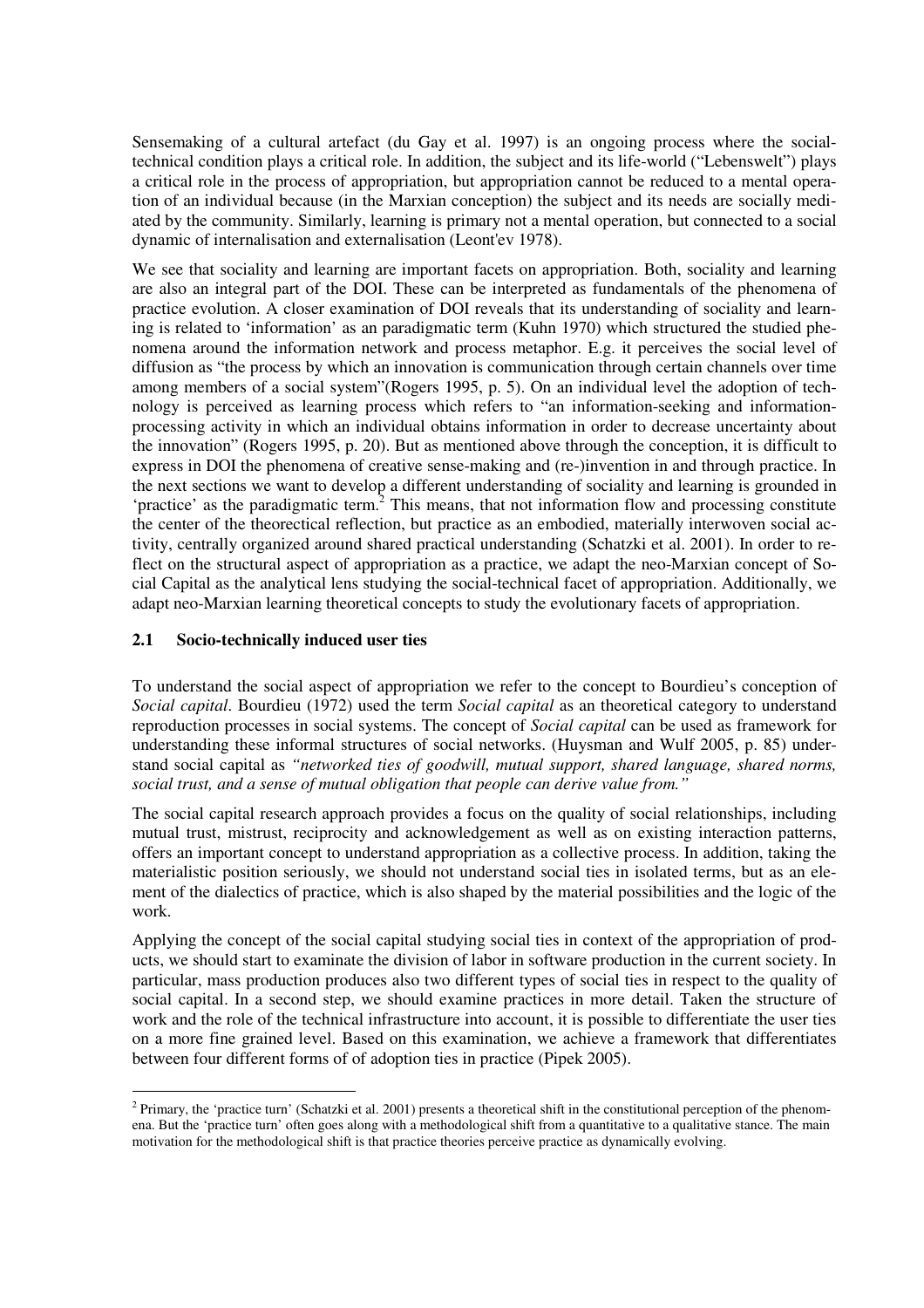Sensemaking of a cultural artefact (du Gay et al. 1997) is an ongoing process where the social-technical condition plays a critical role. In addition, the subject and its life-world ("Lebenswelt") plays a critical role in the process of appropriation, but appropriation cannot be reduced to a mental operation of an individual because (in the Marxian conception) the subject and its needs are socially mediated by the community. Similarly, learning is primary not a mental operation, but connected to a social dynamic of internalisation and externalisation (Leont'ev 1978).

We see that sociality and learning are important facets on appropriation. Both, sociality and learning are also an integral part of the DOI. These can be interpreted as fundamentals of the phenomena of practice evolution. A closer examination of DOI reveals that its understanding of sociality and learning is related to 'information' as an paradigmatic term (Kuhn 1970) which structured the studied phenomena around the information network and process metaphor. E.g. it perceives the social level of diffusion as "the process by which an innovation is communication through certain channels over time among members of a social system"(Rogers 1995, p. 5). On an individual level the adoption of technology is perceived as learning process which refers to "an information-seeking and information-processing activity in which an individual obtains information in order to decrease uncertainty about the innovation" (Rogers 1995, p. 20). But as mentioned above through the conception, it is difficult to express in DOI the phenomena of creative sense-making and (re-)invention in and through practice. In the next sections we want to develop a different understanding of sociality and learning is grounded in 'practice' as the paradigmatic term.[2] This means, that not information flow and processing constitute the center of the theorectical reflection, but practice as an embodied, materially interwoven social activity, centrally organized around shared practical understanding (Schatzki et al. 2001). In order to reflect on the structural aspect of appropriation as a practice, we adapt the neo-Marxian concept of Social Capital as the analytical lens studying the social-technical facet of appropriation. Additionally, we adapt neo-Marxian learning theoretical concepts to study the evolutionary facets of appropriation.

### 2.1 Socio-technically induced user ties

To understand the social aspect of appropriation we refer to the concept to Bourdieu's conception of *Social capital*. Bourdieu (1972) used the term *Social capital* as an theoretical category to understand reproduction processes in social systems. The concept of *Social capital* can be used as framework for understanding these informal structures of social networks. (Huysman and Wulf 2005, p. 85) understand social capital as *"networked ties of goodwill, mutual support, shared language, shared norms, social trust, and a sense of mutual obligation that people can derive value from."*

The social capital research approach provides a focus on the quality of social relationships, including mutual trust, mistrust, reciprocity and acknowledgement as well as on existing interaction patterns, offers an important concept to understand appropriation as a collective process. In addition, taking the materialistic position seriously, we should not understand social ties in isolated terms, but as an element of the dialectics of practice, which is also shaped by the material possibilities and the logic of the work.

Applying the concept of the social capital studying social ties in context of the appropriation of products, we should start to examinate the division of labor in software production in the current society. In particular, mass production produces also two different types of social ties in respect to the quality of social capital. In a second step, we should examine practices in more detail. Taken the structure of work and the role of the technical infrastructure into account, it is possible to differentiate the user ties on a more fine grained level. Based on this examination, we achieve a framework that differentiates between four different forms of of adoption ties in practice (Pipek 2005).

[2] Primary, the 'practice turn' (Schatzki et al. 2001) presents a theoretical shift in the constitutional perception of the phenomena. But the 'practice turn' often goes along with a methodological shift from a quantitative to a qualitative stance. The main motivation for the methodological shift is that practice theories perceive practice as dynamically evolving.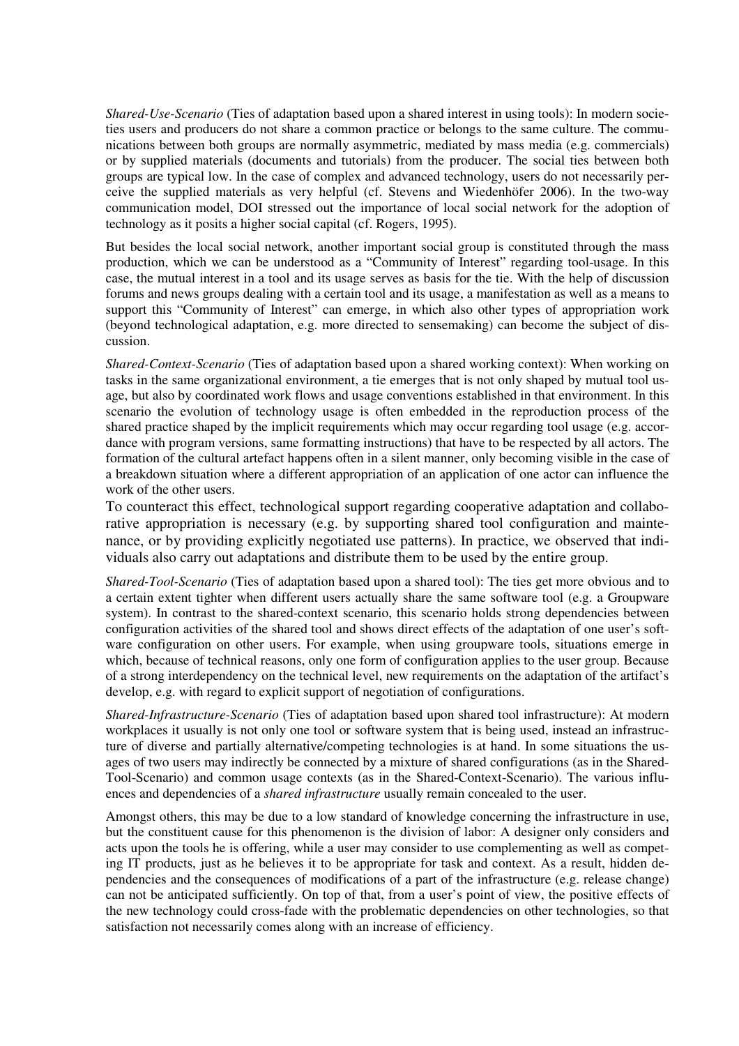*Shared-Use-Scenario* (Ties of adaptation based upon a shared interest in using tools): In modern societies users and producers do not share a common practice or belongs to the same culture. The communications between both groups are normally asymmetric, mediated by mass media (e.g. commercials) or by supplied materials (documents and tutorials) from the producer. The social ties between both groups are typical low. In the case of complex and advanced technology, users do not necessarily perceive the supplied materials as very helpful (cf. Stevens and Wiedenhöfer 2006). In the two-way communication model, DOI stressed out the importance of local social network for the adoption of technology as it posits a higher social capital (cf. Rogers, 1995).

But besides the local social network, another important social group is constituted through the mass production, which we can be understood as a "Community of Interest" regarding tool-usage. In this case, the mutual interest in a tool and its usage serves as basis for the tie. With the help of discussion forums and news groups dealing with a certain tool and its usage, a manifestation as well as a means to support this "Community of Interest" can emerge, in which also other types of appropriation work (beyond technological adaptation, e.g. more directed to sensemaking) can become the subject of discussion.

*Shared-Context-Scenario* (Ties of adaptation based upon a shared working context): When working on tasks in the same organizational environment, a tie emerges that is not only shaped by mutual tool usage, but also by coordinated work flows and usage conventions established in that environment. In this scenario the evolution of technology usage is often embedded in the reproduction process of the shared practice shaped by the implicit requirements which may occur regarding tool usage (e.g. accordance with program versions, same formatting instructions) that have to be respected by all actors. The formation of the cultural artefact happens often in a silent manner, only becoming visible in the case of a breakdown situation where a different appropriation of an application of one actor can influence the work of the other users.

To counteract this effect, technological support regarding cooperative adaptation and collaborative appropriation is necessary (e.g. by supporting shared tool configuration and maintenance, or by providing explicitly negotiated use patterns). In practice, we observed that individuals also carry out adaptations and distribute them to be used by the entire group.

*Shared-Tool-Scenario* (Ties of adaptation based upon a shared tool): The ties get more obvious and to a certain extent tighter when different users actually share the same software tool (e.g. a Groupware system). In contrast to the shared-context scenario, this scenario holds strong dependencies between configuration activities of the shared tool and shows direct effects of the adaptation of one user's software configuration on other users. For example, when using groupware tools, situations emerge in which, because of technical reasons, only one form of configuration applies to the user group. Because of a strong interdependency on the technical level, new requirements on the adaptation of the artifact's develop, e.g. with regard to explicit support of negotiation of configurations.

*Shared-Infrastructure-Scenario* (Ties of adaptation based upon shared tool infrastructure): At modern workplaces it usually is not only one tool or software system that is being used, instead an infrastructure of diverse and partially alternative/competing technologies is at hand. In some situations the usages of two users may indirectly be connected by a mixture of shared configurations (as in the Shared-Tool-Scenario) and common usage contexts (as in the Shared-Context-Scenario). The various influences and dependencies of a *shared infrastructure* usually remain concealed to the user.

Amongst others, this may be due to a low standard of knowledge concerning the infrastructure in use, but the constituent cause for this phenomenon is the division of labor: A designer only considers and acts upon the tools he is offering, while a user may consider to use complementing as well as competing IT products, just as he believes it to be appropriate for task and context. As a result, hidden dependencies and the consequences of modifications of a part of the infrastructure (e.g. release change) can not be anticipated sufficiently. On top of that, from a user's point of view, the positive effects of the new technology could cross-fade with the problematic dependencies on other technologies, so that satisfaction not necessarily comes along with an increase of efficiency.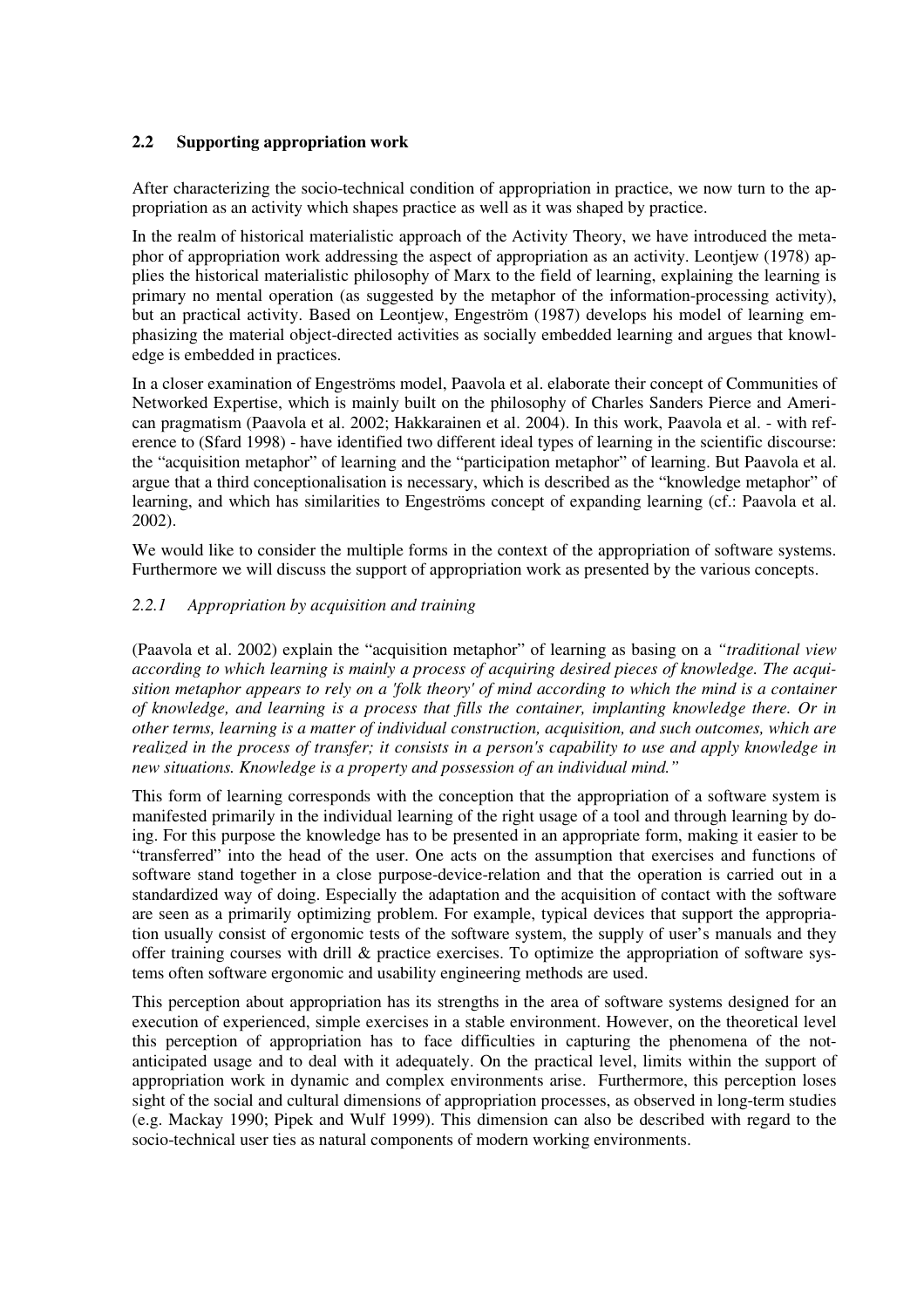### 2.2 Supporting appropriation work

After characterizing the socio-technical condition of appropriation in practice, we now turn to the appropriation as an activity which shapes practice as well as it was shaped by practice.

In the realm of historical materialistic approach of the Activity Theory, we have introduced the metaphor of appropriation work addressing the aspect of appropriation as an activity. Leontjew (1978) applies the historical materialistic philosophy of Marx to the field of learning, explaining the learning is primary no mental operation (as suggested by the metaphor of the information-processing activity), but an practical activity. Based on Leontjew, Engeström (1987) develops his model of learning emphasizing the material object-directed activities as socially embedded learning and argues that knowledge is embedded in practices.

In a closer examination of Engeströms model, Paavola et al. elaborate their concept of Communities of Networked Expertise, which is mainly built on the philosophy of Charles Sanders Pierce and American pragmatism (Paavola et al. 2002; Hakkarainen et al. 2004). In this work, Paavola et al. - with reference to (Sfard 1998) - have identified two different ideal types of learning in the scientific discourse: the "acquisition metaphor" of learning and the "participation metaphor" of learning. But Paavola et al. argue that a third conceptionalisation is necessary, which is described as the "knowledge metaphor" of learning, and which has similarities to Engeströms concept of expanding learning (cf.: Paavola et al. 2002).

We would like to consider the multiple forms in the context of the appropriation of software systems. Furthermore we will discuss the support of appropriation work as presented by the various concepts.

#### *2.2.1 Appropriation by acquisition and training*

(Paavola et al. 2002) explain the "acquisition metaphor" of learning as basing on a *"traditional view according to which learning is mainly a process of acquiring desired pieces of knowledge. The acquisition metaphor appears to rely on a 'folk theory' of mind according to which the mind is a container of knowledge, and learning is a process that fills the container, implanting knowledge there. Or in other terms, learning is a matter of individual construction, acquisition, and such outcomes, which are realized in the process of transfer; it consists in a person's capability to use and apply knowledge in new situations. Knowledge is a property and possession of an individual mind."*

This form of learning corresponds with the conception that the appropriation of a software system is manifested primarily in the individual learning of the right usage of a tool and through learning by doing. For this purpose the knowledge has to be presented in an appropriate form, making it easier to be "transferred" into the head of the user. One acts on the assumption that exercises and functions of software stand together in a close purpose-device-relation and that the operation is carried out in a standardized way of doing. Especially the adaptation and the acquisition of contact with the software are seen as a primarily optimizing problem. For example, typical devices that support the appropriation usually consist of ergonomic tests of the software system, the supply of user's manuals and they offer training courses with drill & practice exercises. To optimize the appropriation of software systems often software ergonomic and usability engineering methods are used.

This perception about appropriation has its strengths in the area of software systems designed for an execution of experienced, simple exercises in a stable environment. However, on the theoretical level this perception of appropriation has to face difficulties in capturing the phenomena of the not-anticipated usage and to deal with it adequately. On the practical level, limits within the support of appropriation work in dynamic and complex environments arise. Furthermore, this perception loses sight of the social and cultural dimensions of appropriation processes, as observed in long-term studies (e.g. Mackay 1990; Pipek and Wulf 1999). This dimension can also be described with regard to the socio-technical user ties as natural components of modern working environments.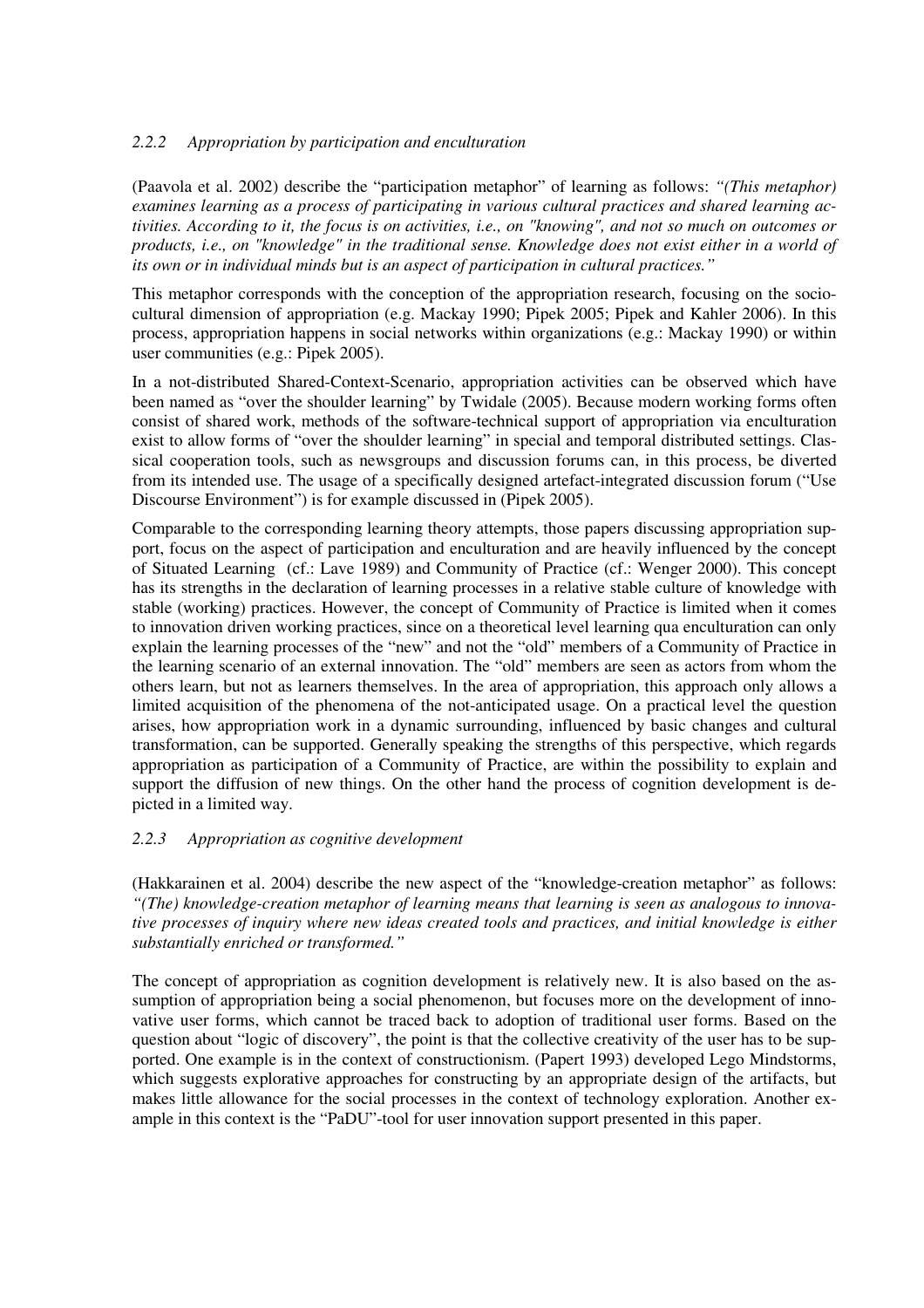#### 2.2.2 Appropriation by participation and enculturation

(Paavola et al. 2002) describe the "participation metaphor" of learning as follows: *"(This metaphor) examines learning as a process of participating in various cultural practices and shared learning activities. According to it, the focus is on activities, i.e., on "knowing", and not so much on outcomes or products, i.e., on "knowledge" in the traditional sense. Knowledge does not exist either in a world of its own or in individual minds but is an aspect of participation in cultural practices."*

This metaphor corresponds with the conception of the appropriation research, focusing on the socio-cultural dimension of appropriation (e.g. Mackay 1990; Pipek 2005; Pipek and Kahler 2006). In this process, appropriation happens in social networks within organizations (e.g.: Mackay 1990) or within user communities (e.g.: Pipek 2005).

In a not-distributed Shared-Context-Scenario, appropriation activities can be observed which have been named as "over the shoulder learning" by Twidale (2005). Because modern working forms often consist of shared work, methods of the software-technical support of appropriation via enculturation exist to allow forms of "over the shoulder learning" in special and temporal distributed settings. Classical cooperation tools, such as newsgroups and discussion forums can, in this process, be diverted from its intended use. The usage of a specifically designed artefact-integrated discussion forum ("Use Discourse Environment") is for example discussed in (Pipek 2005).

Comparable to the corresponding learning theory attempts, those papers discussing appropriation support, focus on the aspect of participation and enculturation and are heavily influenced by the concept of Situated Learning (cf.: Lave 1989) and Community of Practice (cf.: Wenger 2000). This concept has its strengths in the declaration of learning processes in a relative stable culture of knowledge with stable (working) practices. However, the concept of Community of Practice is limited when it comes to innovation driven working practices, since on a theoretical level learning qua enculturation can only explain the learning processes of the "new" and not the "old" members of a Community of Practice in the learning scenario of an external innovation. The "old" members are seen as actors from whom the others learn, but not as learners themselves. In the area of appropriation, this approach only allows a limited acquisition of the phenomena of the not-anticipated usage. On a practical level the question arises, how appropriation work in a dynamic surrounding, influenced by basic changes and cultural transformation, can be supported. Generally speaking the strengths of this perspective, which regards appropriation as participation of a Community of Practice, are within the possibility to explain and support the diffusion of new things. On the other hand the process of cognition development is depicted in a limited way.

#### 2.2.3 Appropriation as cognitive development

(Hakkarainen et al. 2004) describe the new aspect of the "knowledge-creation metaphor" as follows: *"(The) knowledge-creation metaphor of learning means that learning is seen as analogous to innovative processes of inquiry where new ideas created tools and practices, and initial knowledge is either substantially enriched or transformed."*

The concept of appropriation as cognition development is relatively new. It is also based on the assumption of appropriation being a social phenomenon, but focuses more on the development of innovative user forms, which cannot be traced back to adoption of traditional user forms. Based on the question about "logic of discovery", the point is that the collective creativity of the user has to be supported. One example is in the context of constructionism. (Papert 1993) developed Lego Mindstorms, which suggests explorative approaches for constructing by an appropriate design of the artifacts, but makes little allowance for the social processes in the context of technology exploration. Another example in this context is the "PaDU"-tool for user innovation support presented in this paper.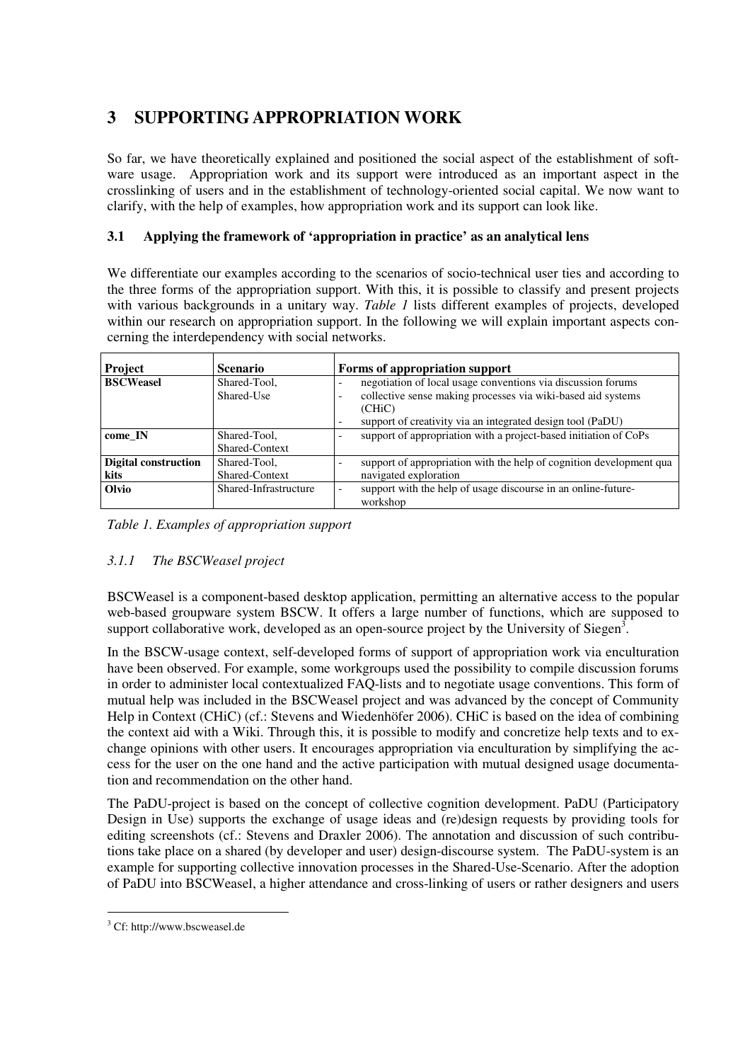# 3 SUPPORTING APPROPRIATION WORK

So far, we have theoretically explained and positioned the social aspect of the establishment of software usage. Appropriation work and its support were introduced as an important aspect in the crosslinking of users and in the establishment of technology-oriented social capital. We now want to clarify, with the help of examples, how appropriation work and its support can look like.

## 3.1 Applying the framework of 'appropriation in practice' as an analytical lens

We differentiate our examples according to the scenarios of socio-technical user ties and according to the three forms of the appropriation support. With this, it is possible to classify and present projects with various backgrounds in a unitary way. *Table 1* lists different examples of projects, developed within our research on appropriation support. In the following we will explain important aspects concerning the interdependency with social networks.

| Project | Scenario | Forms of appropriation support |
|---|---|---|
| **BSCWeasel** | Shared-Tool, Shared-Use | - negotiation of local usage conventions via discussion forums<br>- collective sense making processes via wiki-based aid systems (CHiC)<br>- support of creativity via an integrated design tool (PaDU) |
| **come_IN** | Shared-Tool, Shared-Context | - support of appropriation with a project-based initiation of CoPs |
| **Digital construction kits** | Shared-Tool, Shared-Context | - support of appropriation with the help of cognition development qua navigated exploration |
| **Olvio** | Shared-Infrastructure | - support with the help of usage discourse in an online-future-workshop |

*Table 1. Examples of appropriation support*

### *3.1.1 The BSCWeasel project*

BSCWeasel is a component-based desktop application, permitting an alternative access to the popular web-based groupware system BSCW. It offers a large number of functions, which are supposed to support collaborative work, developed as an open-source project by the University of Siegen[3].

In the BSCW-usage context, self-developed forms of support of appropriation work via enculturation have been observed. For example, some workgroups used the possibility to compile discussion forums in order to administer local contextualized FAQ-lists and to negotiate usage conventions. This form of mutual help was included in the BSCWeasel project and was advanced by the concept of Community Help in Context (CHiC) (cf.: Stevens and Wiedenhöfer 2006). CHiC is based on the idea of combining the context aid with a Wiki. Through this, it is possible to modify and concretize help texts and to exchange opinions with other users. It encourages appropriation via enculturation by simplifying the access for the user on the one hand and the active participation with mutual designed usage documentation and recommendation on the other hand.

The PaDU-project is based on the concept of collective cognition development. PaDU (Participatory Design in Use) supports the exchange of usage ideas and (re)design requests by providing tools for editing screenshots (cf.: Stevens and Draxler 2006). The annotation and discussion of such contributions take place on a shared (by developer and user) design-discourse system. The PaDU-system is an example for supporting collective innovation processes in the Shared-Use-Scenario. After the adoption of PaDU into BSCWeasel, a higher attendance and cross-linking of users or rather designers and users

[3] Cf: http://www.bscweasel.de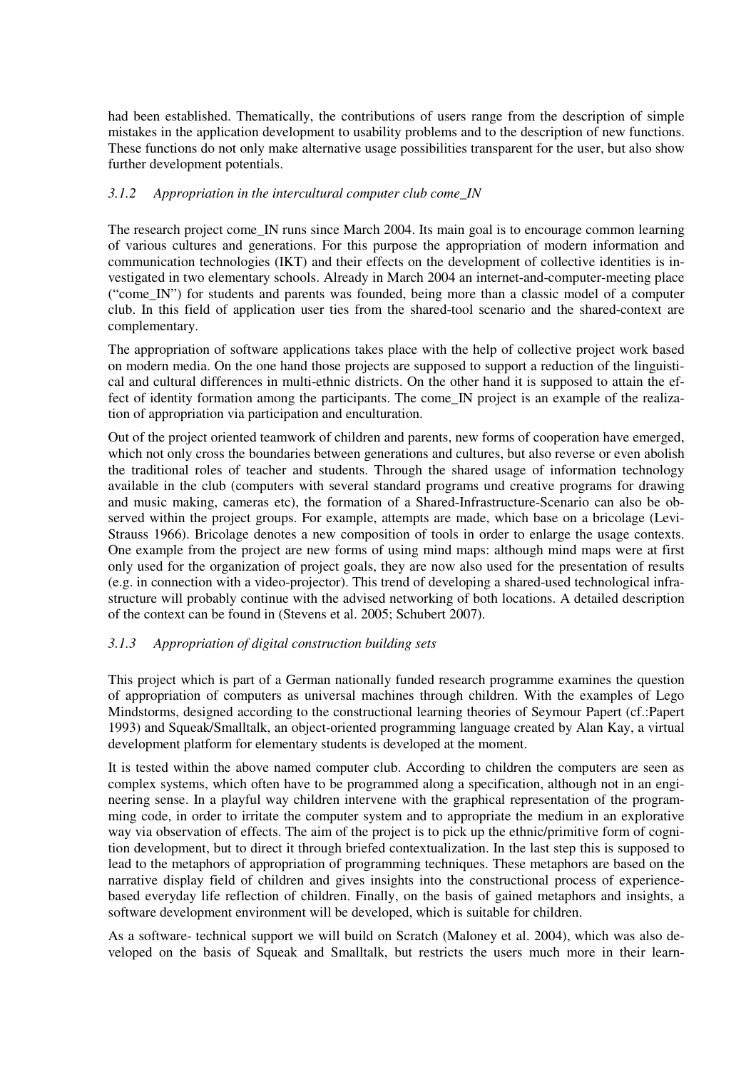had been established. Thematically, the contributions of users range from the description of simple mistakes in the application development to usability problems and to the description of new functions. These functions do not only make alternative usage possibilities transparent for the user, but also show further development potentials.

### *3.1.2 Appropriation in the intercultural computer club come_IN*

The research project come_IN runs since March 2004. Its main goal is to encourage common learning of various cultures and generations. For this purpose the appropriation of modern information and communication technologies (IKT) and their effects on the development of collective identities is investigated in two elementary schools. Already in March 2004 an internet-and-computer-meeting place ("come_IN") for students and parents was founded, being more than a classic model of a computer club. In this field of application user ties from the shared-tool scenario and the shared-context are complementary.

The appropriation of software applications takes place with the help of collective project work based on modern media. On the one hand those projects are supposed to support a reduction of the linguistical and cultural differences in multi-ethnic districts. On the other hand it is supposed to attain the effect of identity formation among the participants. The come_IN project is an example of the realization of appropriation via participation and enculturation.

Out of the project oriented teamwork of children and parents, new forms of cooperation have emerged, which not only cross the boundaries between generations and cultures, but also reverse or even abolish the traditional roles of teacher and students. Through the shared usage of information technology available in the club (computers with several standard programs und creative programs for drawing and music making, cameras etc), the formation of a Shared-Infrastructure-Scenario can also be observed within the project groups. For example, attempts are made, which base on a bricolage (Levi-Strauss 1966). Bricolage denotes a new composition of tools in order to enlarge the usage contexts. One example from the project are new forms of using mind maps: although mind maps were at first only used for the organization of project goals, they are now also used for the presentation of results (e.g. in connection with a video-projector). This trend of developing a shared-used technological infrastructure will probably continue with the advised networking of both locations. A detailed description of the context can be found in (Stevens et al. 2005; Schubert 2007).

### *3.1.3 Appropriation of digital construction building sets*

This project which is part of a German nationally funded research programme examines the question of appropriation of computers as universal machines through children. With the examples of Lego Mindstorms, designed according to the constructional learning theories of Seymour Papert (cf.:Papert 1993) and Squeak/Smalltalk, an object-oriented programming language created by Alan Kay, a virtual development platform for elementary students is developed at the moment.

It is tested within the above named computer club. According to children the computers are seen as complex systems, which often have to be programmed along a specification, although not in an engineering sense. In a playful way children intervene with the graphical representation of the programming code, in order to irritate the computer system and to appropriate the medium in an explorative way via observation of effects. The aim of the project is to pick up the ethnic/primitive form of cognition development, but to direct it through briefed contextualization. In the last step this is supposed to lead to the metaphors of appropriation of programming techniques. These metaphors are based on the narrative display field of children and gives insights into the constructional process of experience-based everyday life reflection of children. Finally, on the basis of gained metaphors and insights, a software development environment will be developed, which is suitable for children.

As a software- technical support we will build on Scratch (Maloney et al. 2004), which was also developed on the basis of Squeak and Smalltalk, but restricts the users much more in their learn-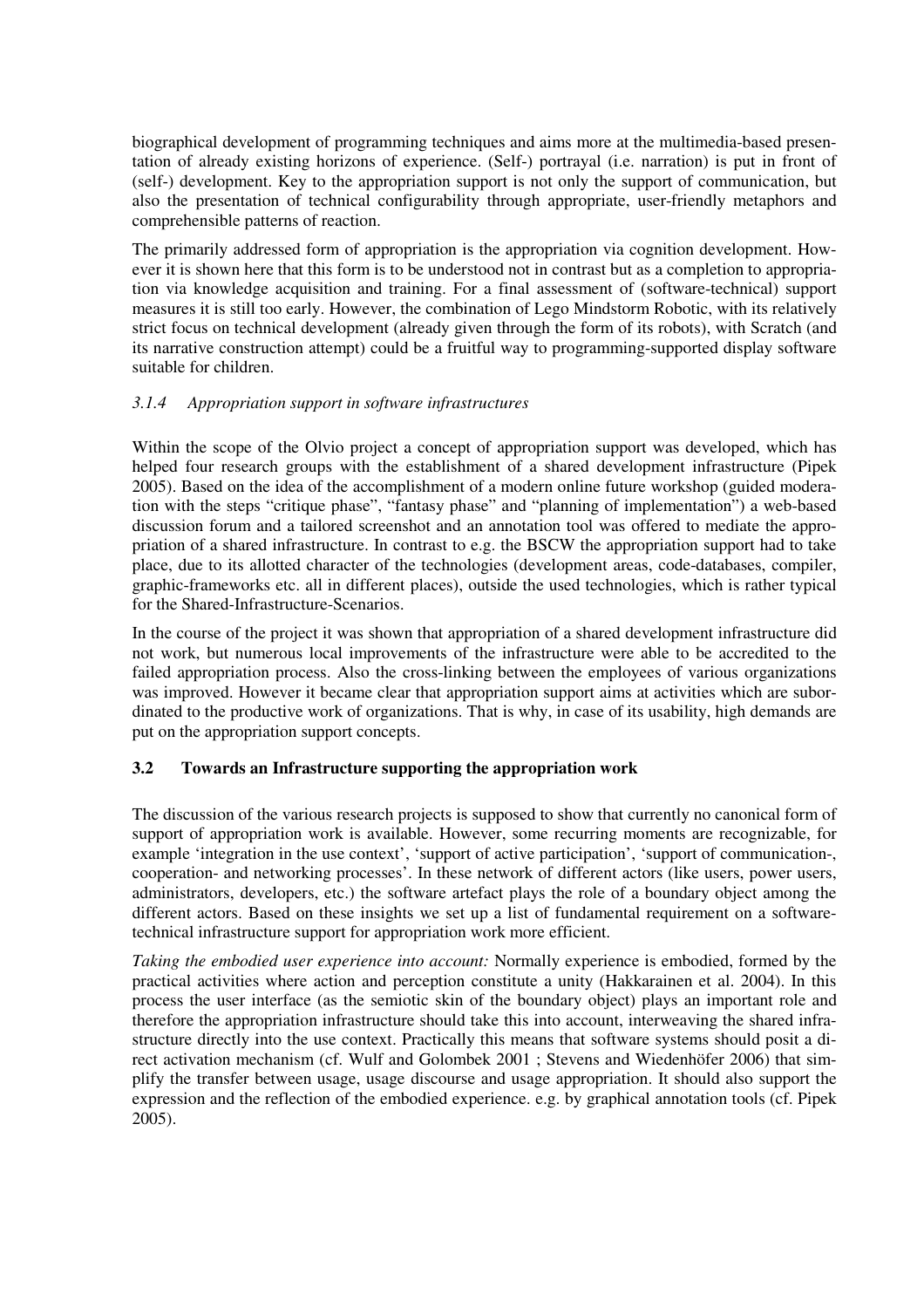biographical development of programming techniques and aims more at the multimedia-based presentation of already existing horizons of experience. (Self-) portrayal (i.e. narration) is put in front of (self-) development. Key to the appropriation support is not only the support of communication, but also the presentation of technical configurability through appropriate, user-friendly metaphors and comprehensible patterns of reaction.

The primarily addressed form of appropriation is the appropriation via cognition development. However it is shown here that this form is to be understood not in contrast but as a completion to appropriation via knowledge acquisition and training. For a final assessment of (software-technical) support measures it is still too early. However, the combination of Lego Mindstorm Robotic, with its relatively strict focus on technical development (already given through the form of its robots), with Scratch (and its narrative construction attempt) could be a fruitful way to programming-supported display software suitable for children.

#### *3.1.4 Appropriation support in software infrastructures*

Within the scope of the Olvio project a concept of appropriation support was developed, which has helped four research groups with the establishment of a shared development infrastructure (Pipek 2005). Based on the idea of the accomplishment of a modern online future workshop (guided moderation with the steps "critique phase", "fantasy phase" and "planning of implementation") a web-based discussion forum and a tailored screenshot and an annotation tool was offered to mediate the appropriation of a shared infrastructure. In contrast to e.g. the BSCW the appropriation support had to take place, due to its allotted character of the technologies (development areas, code-databases, compiler, graphic-frameworks etc. all in different places), outside the used technologies, which is rather typical for the Shared-Infrastructure-Scenarios.

In the course of the project it was shown that appropriation of a shared development infrastructure did not work, but numerous local improvements of the infrastructure were able to be accredited to the failed appropriation process. Also the cross-linking between the employees of various organizations was improved. However it became clear that appropriation support aims at activities which are subordinated to the productive work of organizations. That is why, in case of its usability, high demands are put on the appropriation support concepts.

### 3.2 Towards an Infrastructure supporting the appropriation work

The discussion of the various research projects is supposed to show that currently no canonical form of support of appropriation work is available. However, some recurring moments are recognizable, for example 'integration in the use context', 'support of active participation', 'support of communication-, cooperation- and networking processes'. In these network of different actors (like users, power users, administrators, developers, etc.) the software artefact plays the role of a boundary object among the different actors. Based on these insights we set up a list of fundamental requirement on a software-technical infrastructure support for appropriation work more efficient.

*Taking the embodied user experience into account:* Normally experience is embodied, formed by the practical activities where action and perception constitute a unity (Hakkarainen et al. 2004). In this process the user interface (as the semiotic skin of the boundary object) plays an important role and therefore the appropriation infrastructure should take this into account, interweaving the shared infrastructure directly into the use context. Practically this means that software systems should posit a direct activation mechanism (cf. Wulf and Golombek 2001 ; Stevens and Wiedenhöfer 2006) that simplify the transfer between usage, usage discourse and usage appropriation. It should also support the expression and the reflection of the embodied experience. e.g. by graphical annotation tools (cf. Pipek 2005).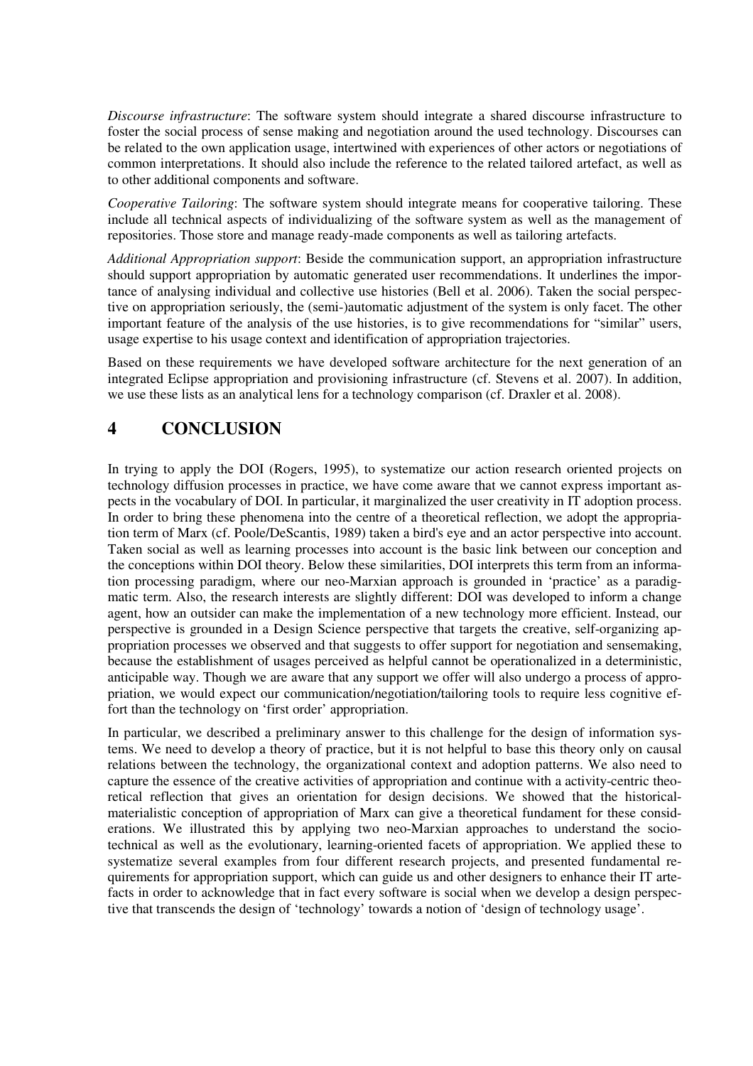*Discourse infrastructure*: The software system should integrate a shared discourse infrastructure to foster the social process of sense making and negotiation around the used technology. Discourses can be related to the own application usage, intertwined with experiences of other actors or negotiations of common interpretations. It should also include the reference to the related tailored artefact, as well as to other additional components and software.

*Cooperative Tailoring*: The software system should integrate means for cooperative tailoring. These include all technical aspects of individualizing of the software system as well as the management of repositories. Those store and manage ready-made components as well as tailoring artefacts.

*Additional Appropriation support*: Beside the communication support, an appropriation infrastructure should support appropriation by automatic generated user recommendations. It underlines the importance of analysing individual and collective use histories (Bell et al. 2006). Taken the social perspective on appropriation seriously, the (semi-)automatic adjustment of the system is only facet. The other important feature of the analysis of the use histories, is to give recommendations for "similar" users, usage expertise to his usage context and identification of appropriation trajectories.

Based on these requirements we have developed software architecture for the next generation of an integrated Eclipse appropriation and provisioning infrastructure (cf. Stevens et al. 2007). In addition, we use these lists as an analytical lens for a technology comparison (cf. Draxler et al. 2008).

# 4 CONCLUSION

In trying to apply the DOI (Rogers, 1995), to systematize our action research oriented projects on technology diffusion processes in practice, we have come aware that we cannot express important aspects in the vocabulary of DOI. In particular, it marginalized the user creativity in IT adoption process. In order to bring these phenomena into the centre of a theoretical reflection, we adopt the appropriation term of Marx (cf. Poole/DeScantis, 1989) taken a bird's eye and an actor perspective into account. Taken social as well as learning processes into account is the basic link between our conception and the conceptions within DOI theory. Below these similarities, DOI interprets this term from an information processing paradigm, where our neo-Marxian approach is grounded in 'practice' as a paradigmatic term. Also, the research interests are slightly different: DOI was developed to inform a change agent, how an outsider can make the implementation of a new technology more efficient. Instead, our perspective is grounded in a Design Science perspective that targets the creative, self-organizing appropriation processes we observed and that suggests to offer support for negotiation and sensemaking, because the establishment of usages perceived as helpful cannot be operationalized in a deterministic, anticipable way. Though we are aware that any support we offer will also undergo a process of appropriation, we would expect our communication/negotiation/tailoring tools to require less cognitive effort than the technology on 'first order' appropriation.

In particular, we described a preliminary answer to this challenge for the design of information systems. We need to develop a theory of practice, but it is not helpful to base this theory only on causal relations between the technology, the organizational context and adoption patterns. We also need to capture the essence of the creative activities of appropriation and continue with a activity-centric theoretical reflection that gives an orientation for design decisions. We showed that the historical-materialistic conception of appropriation of Marx can give a theoretical fundament for these considerations. We illustrated this by applying two neo-Marxian approaches to understand the socio-technical as well as the evolutionary, learning-oriented facets of appropriation. We applied these to systematize several examples from four different research projects, and presented fundamental requirements for appropriation support, which can guide us and other designers to enhance their IT artefacts in order to acknowledge that in fact every software is social when we develop a design perspective that transcends the design of 'technology' towards a notion of 'design of technology usage'.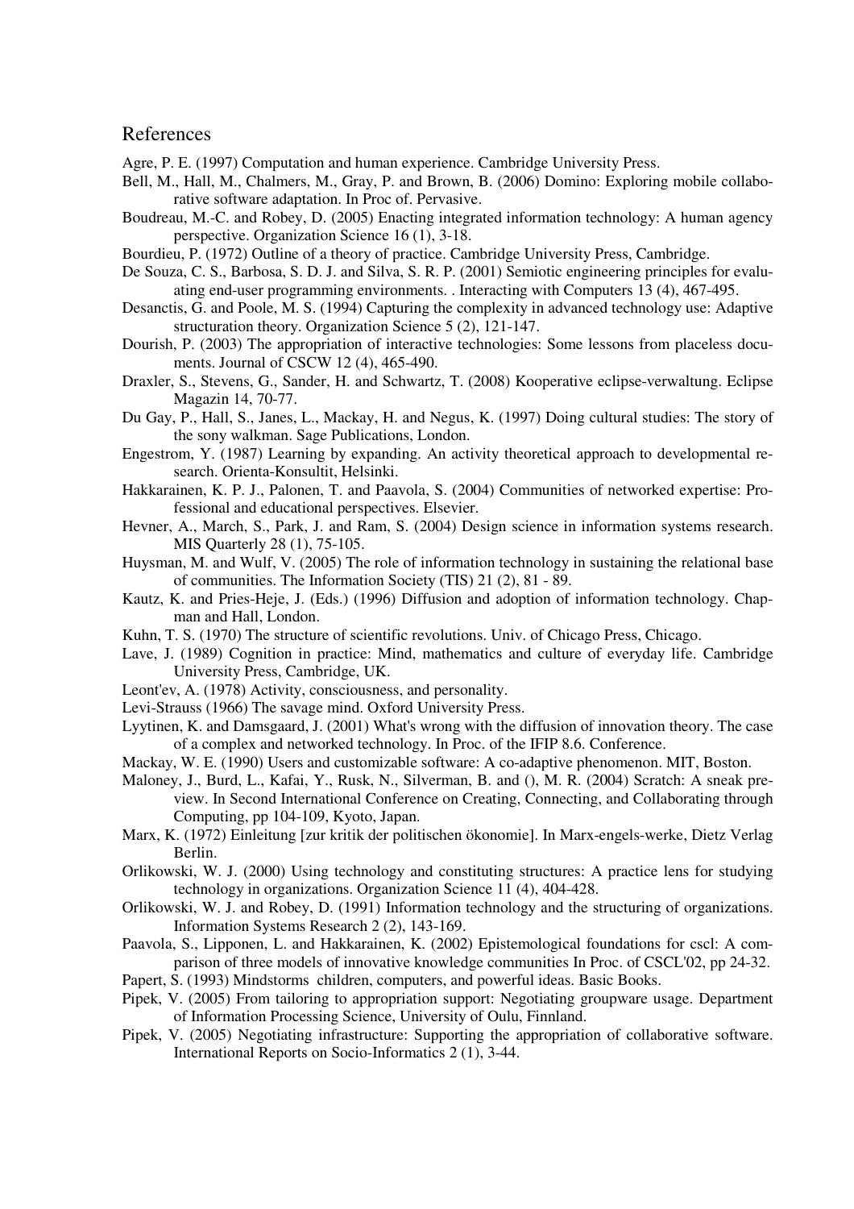## References

Agre, P. E. (1997) Computation and human experience. Cambridge University Press.

Bell, M., Hall, M., Chalmers, M., Gray, P. and Brown, B. (2006) Domino: Exploring mobile collaborative software adaptation. In Proc of. Pervasive.

Boudreau, M.-C. and Robey, D. (2005) Enacting integrated information technology: A human agency perspective. Organization Science 16 (1), 3-18.

Bourdieu, P. (1972) Outline of a theory of practice. Cambridge University Press, Cambridge.

De Souza, C. S., Barbosa, S. D. J. and Silva, S. R. P. (2001) Semiotic engineering principles for evaluating end-user programming environments. . Interacting with Computers 13 (4), 467-495.

Desanctis, G. and Poole, M. S. (1994) Capturing the complexity in advanced technology use: Adaptive structuration theory. Organization Science 5 (2), 121-147.

Dourish, P. (2003) The appropriation of interactive technologies: Some lessons from placeless documents. Journal of CSCW 12 (4), 465-490.

Draxler, S., Stevens, G., Sander, H. and Schwartz, T. (2008) Kooperative eclipse-verwaltung. Eclipse Magazin 14, 70-77.

Du Gay, P., Hall, S., Janes, L., Mackay, H. and Negus, K. (1997) Doing cultural studies: The story of the sony walkman. Sage Publications, London.

Engestrom, Y. (1987) Learning by expanding. An activity theoretical approach to developmental research. Orienta-Konsultit, Helsinki.

Hakkarainen, K. P. J., Palonen, T. and Paavola, S. (2004) Communities of networked expertise: Professional and educational perspectives. Elsevier.

Hevner, A., March, S., Park, J. and Ram, S. (2004) Design science in information systems research. MIS Quarterly 28 (1), 75-105.

Huysman, M. and Wulf, V. (2005) The role of information technology in sustaining the relational base of communities. The Information Society (TIS) 21 (2), 81 - 89.

Kautz, K. and Pries-Heje, J. (Eds.) (1996) Diffusion and adoption of information technology. Chapman and Hall, London.

Kuhn, T. S. (1970) The structure of scientific revolutions. Univ. of Chicago Press, Chicago.

Lave, J. (1989) Cognition in practice: Mind, mathematics and culture of everyday life. Cambridge University Press, Cambridge, UK.

Leont'ev, A. (1978) Activity, consciousness, and personality.

Levi-Strauss (1966) The savage mind. Oxford University Press.

Lyytinen, K. and Damsgaard, J. (2001) What's wrong with the diffusion of innovation theory. The case of a complex and networked technology. In Proc. of the IFIP 8.6. Conference.

Mackay, W. E. (1990) Users and customizable software: A co-adaptive phenomenon. MIT, Boston.

Maloney, J., Burd, L., Kafai, Y., Rusk, N., Silverman, B. and (), M. R. (2004) Scratch: A sneak preview. In Second International Conference on Creating, Connecting, and Collaborating through Computing, pp 104-109, Kyoto, Japan.

Marx, K. (1972) Einleitung [zur kritik der politischen ökonomie]. In Marx-engels-werke, Dietz Verlag Berlin.

Orlikowski, W. J. (2000) Using technology and constituting structures: A practice lens for studying technology in organizations. Organization Science 11 (4), 404-428.

Orlikowski, W. J. and Robey, D. (1991) Information technology and the structuring of organizations. Information Systems Research 2 (2), 143-169.

Paavola, S., Lipponen, L. and Hakkarainen, K. (2002) Epistemological foundations for cscl: A comparison of three models of innovative knowledge communities In Proc. of CSCL'02, pp 24-32.

Papert, S. (1993) Mindstorms children, computers, and powerful ideas. Basic Books.

Pipek, V. (2005) From tailoring to appropriation support: Negotiating groupware usage. Department of Information Processing Science, University of Oulu, Finnland.

Pipek, V. (2005) Negotiating infrastructure: Supporting the appropriation of collaborative software. International Reports on Socio-Informatics 2 (1), 3-44.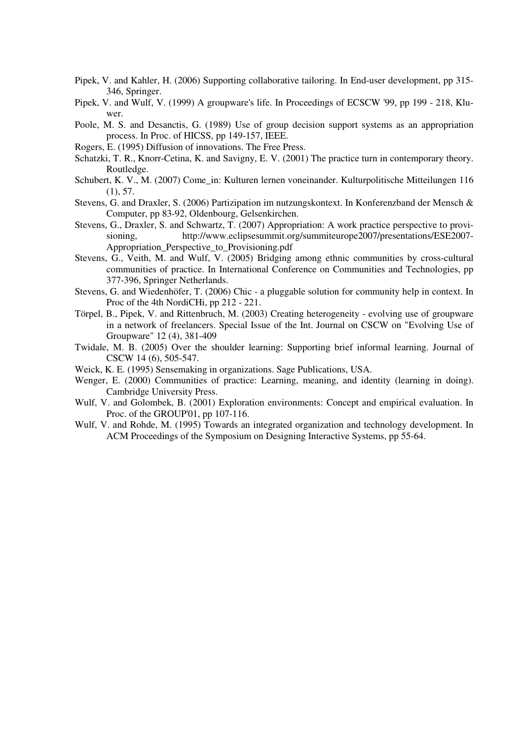Pipek, V. and Kahler, H. (2006) Supporting collaborative tailoring. In End-user development, pp 315-346, Springer.

Pipek, V. and Wulf, V. (1999) A groupware's life. In Proceedings of ECSCW '99, pp 199 - 218, Kluwer.

Poole, M. S. and Desanctis, G. (1989) Use of group decision support systems as an appropriation process. In Proc. of HICSS, pp 149-157, IEEE.

Rogers, E. (1995) Diffusion of innovations. The Free Press.

Schatzki, T. R., Knorr-Cetina, K. and Savigny, E. V. (2001) The practice turn in contemporary theory. Routledge.

Schubert, K. V., M. (2007) Come_in: Kulturen lernen voneinander. Kulturpolitische Mitteilungen 116 (1), 57.

Stevens, G. and Draxler, S. (2006) Partizipation im nutzungskontext. In Konferenzband der Mensch & Computer, pp 83-92, Oldenbourg, Gelsenkirchen.

Stevens, G., Draxler, S. and Schwartz, T. (2007) Appropriation: A work practice perspective to provisioning, http://www.eclipsesummit.org/summiteurope2007/presentations/ESE2007-Appropriation_Perspective_to_Provisioning.pdf

Stevens, G., Veith, M. and Wulf, V. (2005) Bridging among ethnic communities by cross-cultural communities of practice. In International Conference on Communities and Technologies, pp 377-396, Springer Netherlands.

Stevens, G. and Wiedenhöfer, T. (2006) Chic - a pluggable solution for community help in context. In Proc of the 4th NordiCHi, pp 212 - 221.

Törpel, B., Pipek, V. and Rittenbruch, M. (2003) Creating heterogeneity - evolving use of groupware in a network of freelancers. Special Issue of the Int. Journal on CSCW on "Evolving Use of Groupware" 12 (4), 381-409

Twidale, M. B. (2005) Over the shoulder learning: Supporting brief informal learning. Journal of CSCW 14 (6), 505-547.

Weick, K. E. (1995) Sensemaking in organizations. Sage Publications, USA.

Wenger, E. (2000) Communities of practice: Learning, meaning, and identity (learning in doing). Cambridge University Press.

Wulf, V. and Golombek, B. (2001) Exploration environments: Concept and empirical evaluation. In Proc. of the GROUP'01, pp 107-116.

Wulf, V. and Rohde, M. (1995) Towards an integrated organization and technology development. In ACM Proceedings of the Symposium on Designing Interactive Systems, pp 55-64.